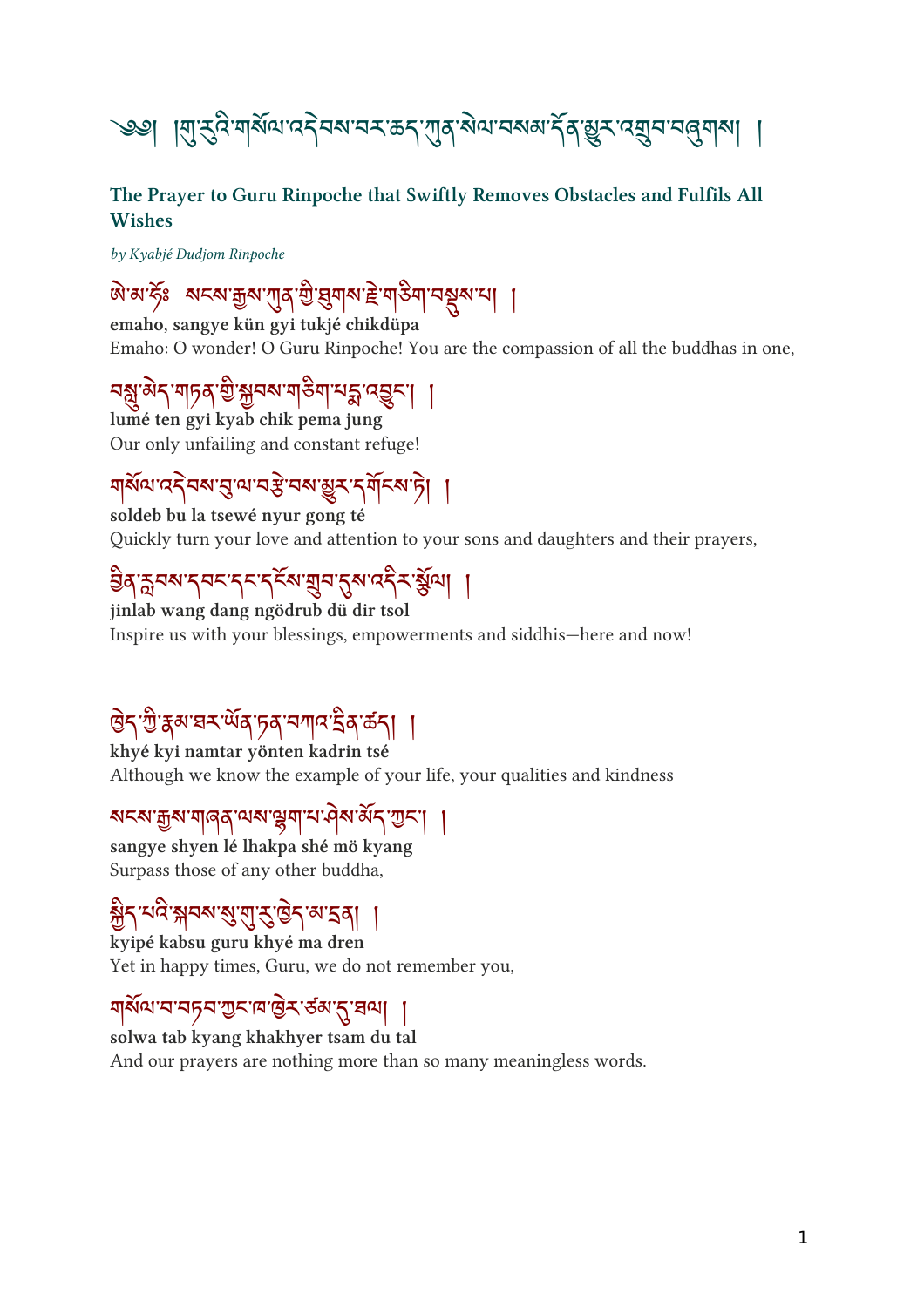# ༄༅། །གུ་རུའི་གསོལ་འདེབས་བར་ཆད་ཀུན་སེལ་བསམ་དོན་ལྷུན་འགྲུབ་བཞུགས། །

## The Prayer to Guru Rinpoche that Swiftly Removes Obstacles and Fulfils All Wishes

*by Kyabjé Dudjom Rinpoche*

ཨེ་མ་ཧོཿ སངས་རྒྱས་ཀུན་གྱི་ཐུགས་རྗེ་གཅིག་བསྡུས་པ། །
**emaho, sangye kün gyi tukjé chikdüpa**
Emaho: O wonder! O Guru Rinpoche! You are the compassion of all the buddhas in one,

བསླུ་མེད་གཏན་གྱི་སྐྱབས་གཅིག་པདྨ་འབྱུང་། །
**lumé ten gyi kyab chik pema jung**
Our only unfailing and constant refuge!

གསོལ་འདེབས་བུ་ལ་བརྩེ་བས་མྱུར་དགོངས་ཏེ། །
**soldeb bu la tsewé nyur gong té**
Quickly turn your love and attention to your sons and daughters and their prayers,

བྱིན་རླབས་དབང་དང་དངོས་གྲུབ་དུས་འདིར་སྩོལ། །
**jinlab wang dang ngödrub dü dir tsol**
Inspire us with your blessings, empowerments and siddhis—here and now!

ཁྱེད་ཀྱི་རྣམ་ཐར་ཡོན་ཏན་བཀའ་དྲིན་ཚད། །
**khyé kyi namtar yönten kadrin tsé**
Although we know the example of your life, your qualities and kindness

སངས་རྒྱས་གཞན་ལས་ལྷག་པ་ཤེས་མོད་ཀྱང་། །
**sangye shyen lé lhakpa shé mö kyang**
Surpass those of any other buddha,

སྐྱིད་པའི་སྐབས་སུ་གུ་རུ་ཁྱེད་མ་དྲན། །
**kyipé kabsu guru khyé ma dren**
Yet in happy times, Guru, we do not remember you,

གསོལ་བ་བཏབ་ཀྱང་ཁ་ཁྱེར་ཙམ་དུ་ཐལ། །
**solwa tab kyang khakhyer tsam du tal**
And our prayers are nothing more than so many meaningless words.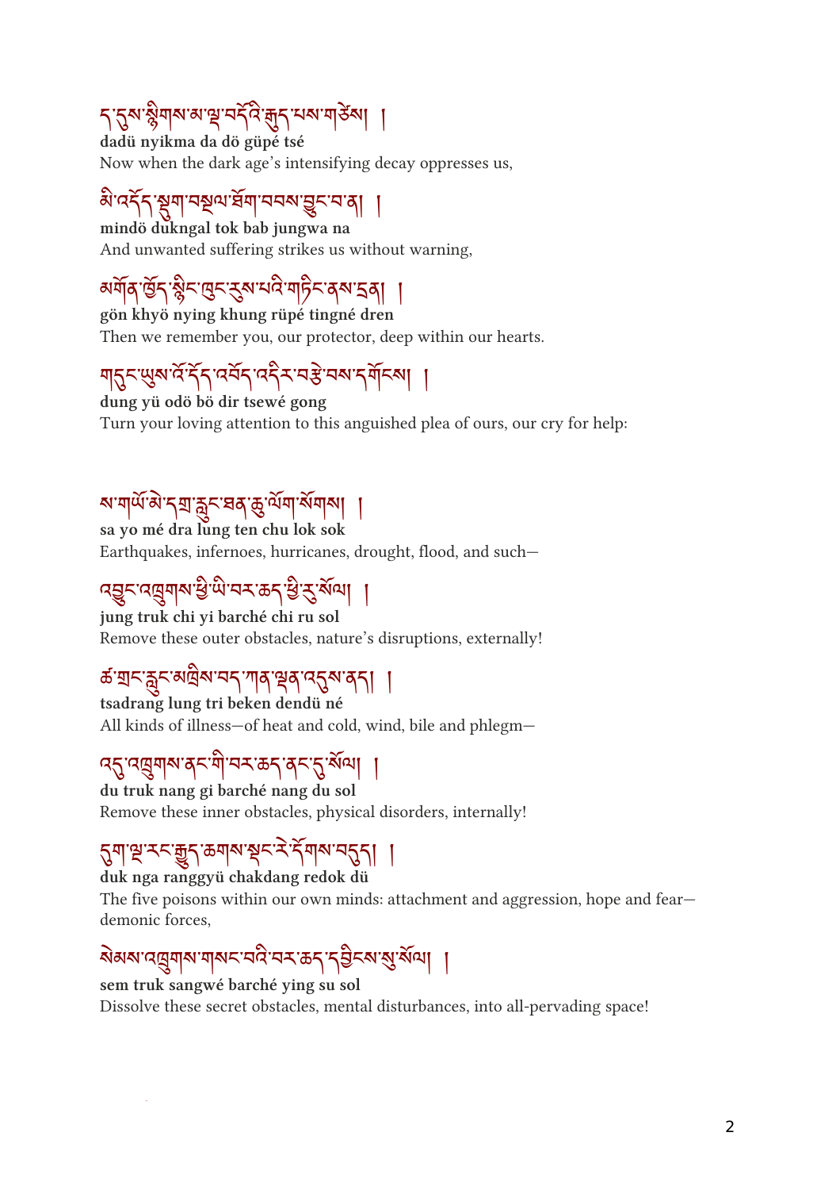ད་དུས་སྙིགས་མ་ལྔ་བདོའི་རྒྱུད་པས་གཙེས། །

**dadü nyikma da dö güpé tsé**

Now when the dark age's intensifying decay oppresses us,

མི་འདོད་སྡུག་བསྔལ་ཐོག་བབས་བྱུང་བ་ན། །

**mindö dukngal tok bab jungwa na**

And unwanted suffering strikes us without warning,

མགོན་ཁྱོད་སྙིང་ཁུང་རུས་པའི་གཏིང་ནས་དྲན། །

**gön khyö nying khung rüpé tingné dren**

Then we remember you, our protector, deep within our hearts.

གདུང་ཡུས་འོ་དོད་འབོད་འདིར་བརྩེ་བས་དགོངས། །

**dung yü odö bö dir tsewé gong**

Turn your loving attention to this anguished plea of ours, our cry for help:

ས་གཡོ་མེ་དྲ་རླུང་ཐན་ཆུ་ལོག་སོགས། །

**sa yo mé dra lung ten chu lok sok**

Earthquakes, infernoes, hurricanes, drought, flood, and such—

འབྱུང་འཁྲུགས་ཕྱི་ཡི་བར་ཆད་ཕྱི་རུ་སོལ། །

**jung truk chi yi barché chi ru sol**

Remove these outer obstacles, nature's disruptions, externally!

ཚ་གྲང་རླུང་མཁྲིས་བད་ཀན་ལྡན་འདུས་ནད། །

**tsadrang lung tri beken dendü né**

All kinds of illness—of heat and cold, wind, bile and phlegm—

འདུ་འཁྲུགས་ནང་གི་བར་ཆད་ནང་དུ་སོལ། །

**du truk nang gi barché nang du sol**

Remove these inner obstacles, physical disorders, internally!

དུག་ལྔ་རང་རྒྱུད་ཆགས་སྡང་རེ་དོགས་བདུད། །

**duk nga ranggyü chakdang redok dü**

The five poisons within our own minds: attachment and aggression, hope and fear—demonic forces,

སེམས་འཁྲུགས་གསང་བའི་བར་ཆད་དབྱིངས་སུ་སོལ། །

**sem truk sangwé barché ying su sol**

Dissolve these secret obstacles, mental disturbances, into all-pervading space!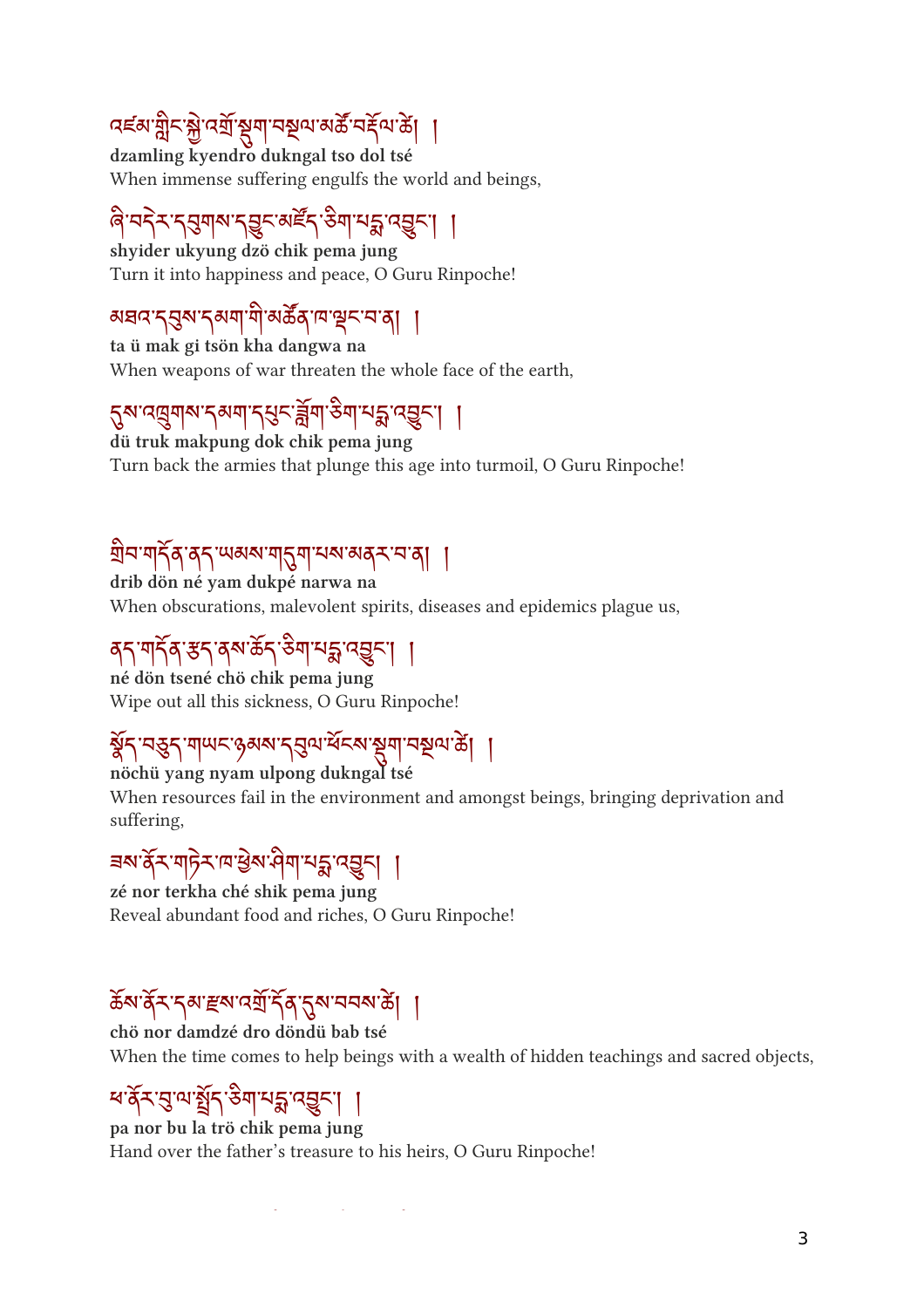འཛམ་གླིང་སྐྱེ་འགྲོ་སྡུག་བསྔལ་མཚོ་བདོལ་ཚེ། །

**dzamling kyendro dukngal tso dol tsé**

When immense suffering engulfs the world and beings,

ཞི་བདེར་དབུགས་དབྱུང་མཛོད་ཅིག་པདྨ་འབྱུང་། །

**shyider ukyung dzö chik pema jung**

Turn it into happiness and peace, O Guru Rinpoche!

མཐའ་དབུས་དམག་གི་མཚོན་ཁ་ལྡང་བ་ན། །

**ta ü mak gi tsön kha dangwa na**

When weapons of war threaten the whole face of the earth,

དུས་འཁྲུགས་དམག་དཔུང་ཟློག་ཅིག་པདྨ་འབྱུང་། །

**dü truk makpung dok chik pema jung**

Turn back the armies that plunge this age into turmoil, O Guru Rinpoche!

གྲིབ་གདོན་ནད་ཡམས་གདུག་པས་མནར་བ་ན། །

**drib dön né yam dukpé narwa na**

When obscurations, malevolent spirits, diseases and epidemics plague us,

ནད་གདོན་རྩད་ནས་ཆོད་ཅིག་པདྨ་འབྱུང་། །

**né dön tsené chö chik pema jung**

Wipe out all this sickness, O Guru Rinpoche!

སྣོད་བཅུད་གཡང་ཉམས་དབུལ་ཕོངས་སྡུག་བསྔལ་ཚེ། །

**nöchü yang nyam ulpong dukngal tsé**

When resources fail in the environment and amongst beings, bringing deprivation and suffering,

ཟས་ནོར་གཏེར་ཁ་ཕྱེས་ཤིག་པདྨ་འབྱུང་། །

**zé nor terkha ché shik pema jung**

Reveal abundant food and riches, O Guru Rinpoche!

ཆོས་ནོར་དམ་རྫས་འགྲོ་དོན་དུས་བབས་ཚེ། །

**chö nor damdzé dro döndü bab tsé**

When the time comes to help beings with a wealth of hidden teachings and sacred objects,

ཕ་ནོར་བུ་ལ་སྤྲོད་ཅིག་པདྨ་འབྱུང་། །

**pa nor bu la trö chik pema jung**

Hand over the father's treasure to his heirs, O Guru Rinpoche!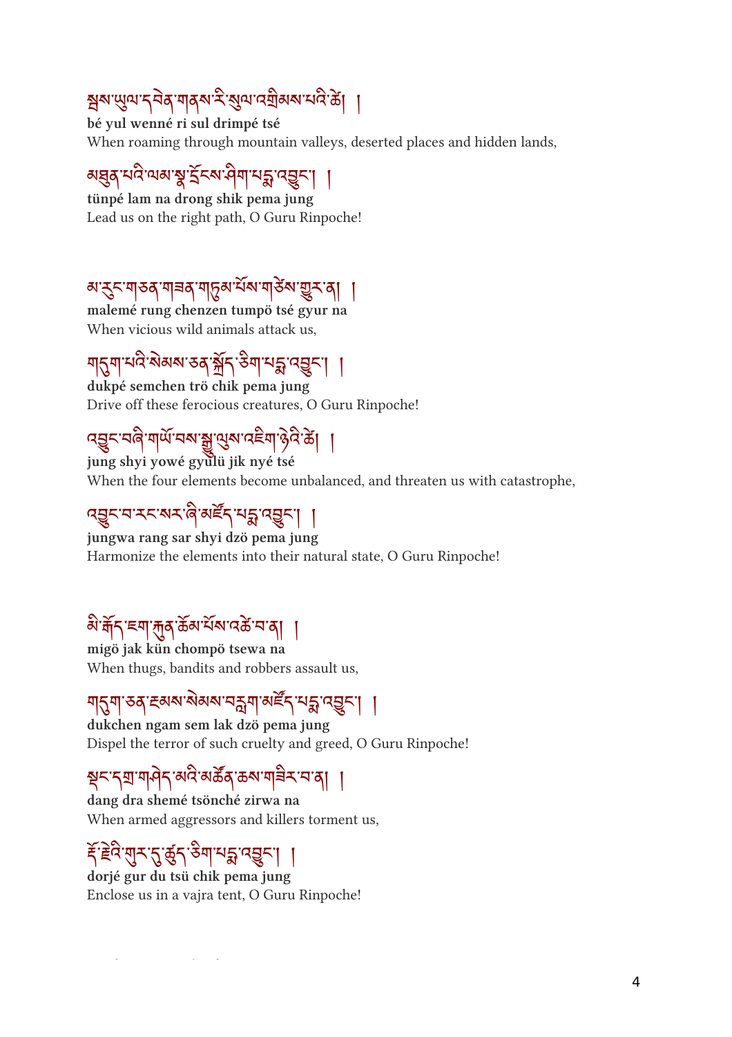སྦས་ཡུལ་དབེན་གནས་རི་སུལ་འགྲིམས་པའི་ཚེ། །
**bé yul wenné ri sul drimpé tsé**
When roaming through mountain valleys, deserted places and hidden lands,

མཐུན་པའི་ལམ་སྣ་དྲོངས་ཤིག་པདྨ་འབྱུང་། །
**tünpé lam na drong shik pema jung**
Lead us on the right path, O Guru Rinpoche!

མ་རུང་གཅན་གཟན་གདུག་པོས་གཙེས་གྱུར་ན། །
**malemé rung chenzen tumpö tsé gyur na**
When vicious wild animals attack us,

གདུག་པའི་སེམས་ཅན་སྐྲོད་ཅིག་པདྨ་འབྱུང་། །
**dukpé semchen trö chik pema jung**
Drive off these ferocious creatures, O Guru Rinpoche!

འབྱུང་བཞི་གཡོ་བས་སྒྱུ་ལུས་འཇིག་ཉེའི་ཚེ། །
**jung shyi yowé gyulü jik nyé tsé**
When the four elements become unbalanced, and threaten us with catastrophe,

འབྱུང་བ་རང་སར་ཞི་མཛོད་པདྨ་འབྱུང་། །
**jungwa rang sar shyi dzö pema jung**
Harmonize the elements into their natural state, O Guru Rinpoche!

མི་རྒོད་ཇག་ཀུན་ཆོམ་པོས་འཚེ་བ་ན། །
**migö jak kün chompö tsewa na**
When thugs, bandits and robbers assault us,

གདུག་ཅན་ངམ་སེམས་བརླག་མཛོད་པདྨ་འབྱུང་། །
**dukchen ngam sem lak dzö pema jung**
Dispel the terror of such cruelty and greed, O Guru Rinpoche!

སྡང་དགྲ་གཤེད་མའི་མཚོན་ཆས་གཟིར་བ་ན། །
**dang dra shemé tsönché zirwa na**
When armed aggressors and killers torment us,

རྡོ་རྗེའི་གུར་དུ་ཚུད་ཅིག་པདྨ་འབྱུང་། །
**dorjé gur du tsü chik pema jung**
Enclose us in a vajra tent, O Guru Rinpoche!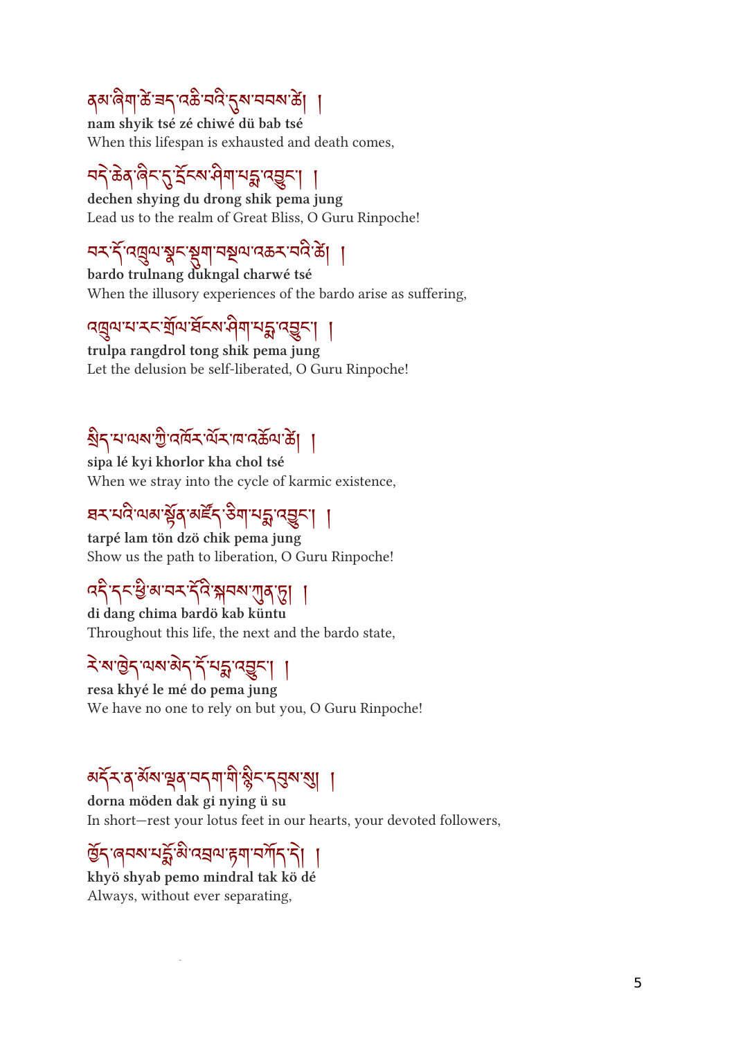ནམ་ཞིག་ཚེ་ཟད་འཆི་བའི་དུས་བབས་ཚེ། །

**nam shyik tsé zé chiwé dü bab tsé**

When this lifespan is exhausted and death comes,

བདེ་ཆེན་ཞིང་དུ་དྲོངས་ཤིག་པདྨ་འབྱུང་། །

**dechen shying du drong shik pema jung**

Lead us to the realm of Great Bliss, O Guru Rinpoche!

བར་དོ་འཁྲུལ་སྣང་སྡུག་བསྔལ་འཆར་བའི་ཚེ། །

**bardo trulnang dukngal charwé tsé**

When the illusory experiences of the bardo arise as suffering,

འཁྲུལ་པ་རང་གྲོལ་ཐོངས་ཤིག་པདྨ་འབྱུང་། །

**trulpa rangdrol tong shik pema jung**

Let the delusion be self-liberated, O Guru Rinpoche!

སྲིད་པ་ལས་ཀྱི་འཁོར་ལོར་ཁ་འཆོལ་ཚེ། །

**sipa lé kyi khorlor kha chol tsé**

When we stray into the cycle of karmic existence,

ཐར་པའི་ལམ་སྟོན་མཛོད་ཅིག་པདྨ་འབྱུང་། །

**tarpé lam tön dzö chik pema jung**

Show us the path to liberation, O Guru Rinpoche!

འདི་དང་ཕྱི་མ་བར་དོའི་སྐབས་ཀུན་ཏུ། །

**di dang chima bardö kab küntu**

Throughout this life, the next and the bardo state,

རེ་ས་ཁྱེད་ལས་མེད་དོ་པདྨ་འབྱུང་། །

**resa khyé le mé do pema jung**

We have no one to rely on but you, O Guru Rinpoche!

མདོར་ན་མོས་ལྡན་བདག་གི་སྙིང་དབུས་སུ། །

**dorna möden dak gi nying ü su**

In short—rest your lotus feet in our hearts, your devoted followers,

ཁྱོད་ཞབས་པདྨོ་མི་འབྲལ་རྟག་བཀོད་དེ། །

**khyö shyab pemo mindral tak kö dé**

Always, without ever separating,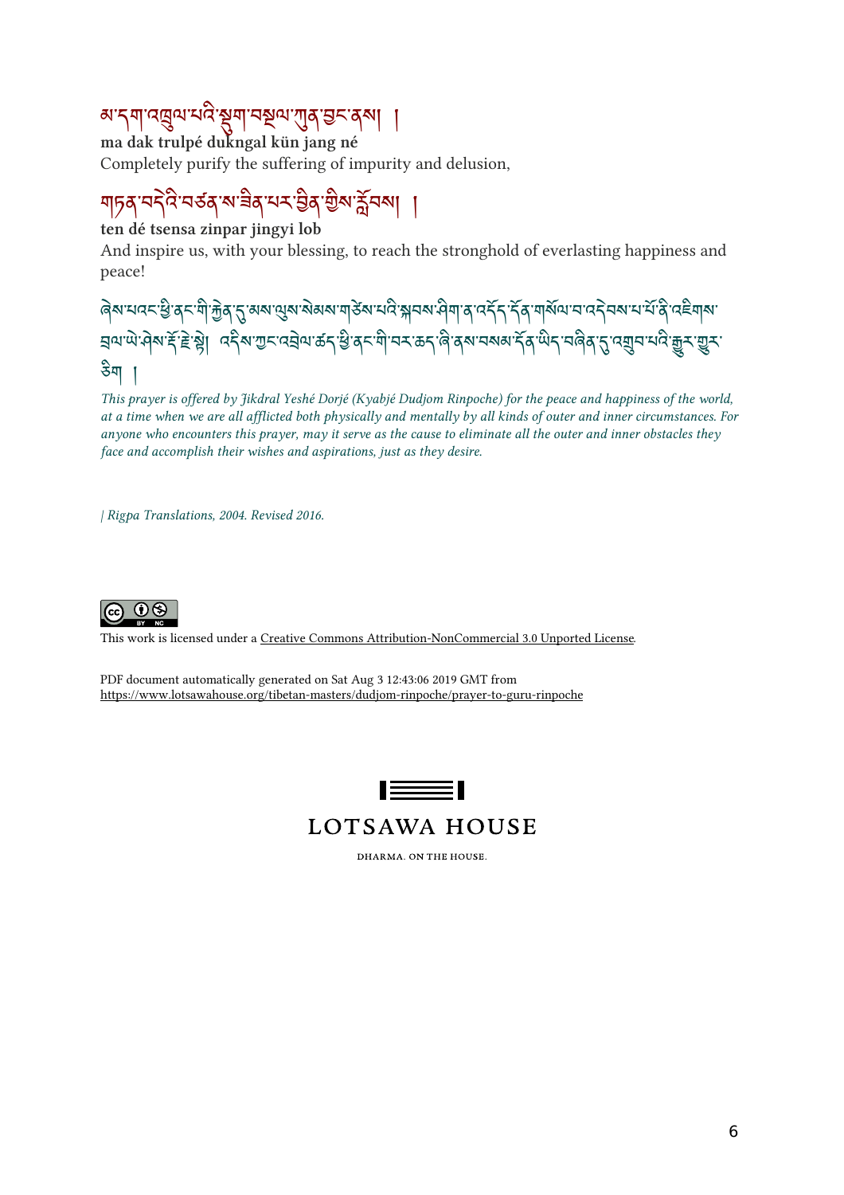མ་དག་འཁྲུལ་པའི་སྡུག་བསྔལ་ཀུན་བྱང་ནས། །

**ma dak trulpé dukngal kün jang né**

Completely purify the suffering of impurity and delusion,

གཏན་བདེའི་བཙན་ས་ཟིན་པར་བྱིན་གྱིས་རློབས། །

**ten dé tsensa zinpar jingyi lob**

And inspire us, with your blessing, to reach the stronghold of everlasting happiness and peace!

ཞེས་པའང་ཕྱི་ནང་གི་རྐྱེན་དུ་ལས་ལུས་སེམས་གཉིས་པའི་སྐབས་ཤིག་ན་འདོད་དོན་གསོལ་བ་འདེབས་པ་པོ་ནི་འཇིགས་བྲལ་ཡེ་ཤེས་རྡོ་རྗེ། འདིས་ཀྱང་འབྲེལ་ཚད་ཕྱི་ནང་གི་བར་ཆད་ཞི་ནས་བསམ་དོན་ཡིད་བཞིན་དུ་འགྲུབ་པའི་རྒྱུར་གྱུར་ཅིག །

*This prayer is offered by Jikdral Yeshé Dorjé (Kyabjé Dudjom Rinpoche) for the peace and happiness of the world, at a time when we are all afflicted both physically and mentally by all kinds of outer and inner circumstances. For anyone who encounters this prayer, may it serve as the cause to eliminate all the outer and inner obstacles they face and accomplish their wishes and aspirations, just as they desire.*

*| Rigpa Translations, 2004. Revised 2016.*

This work is licensed under a Creative Commons Attribution-NonCommercial 3.0 Unported License.

PDF document automatically generated on Sat Aug 3 12:43:06 2019 GMT from https://www.lotsawahouse.org/tibetan-masters/dudjom-rinpoche/prayer-to-guru-rinpoche

LOTSAWA HOUSE

DHARMA. ON THE HOUSE.